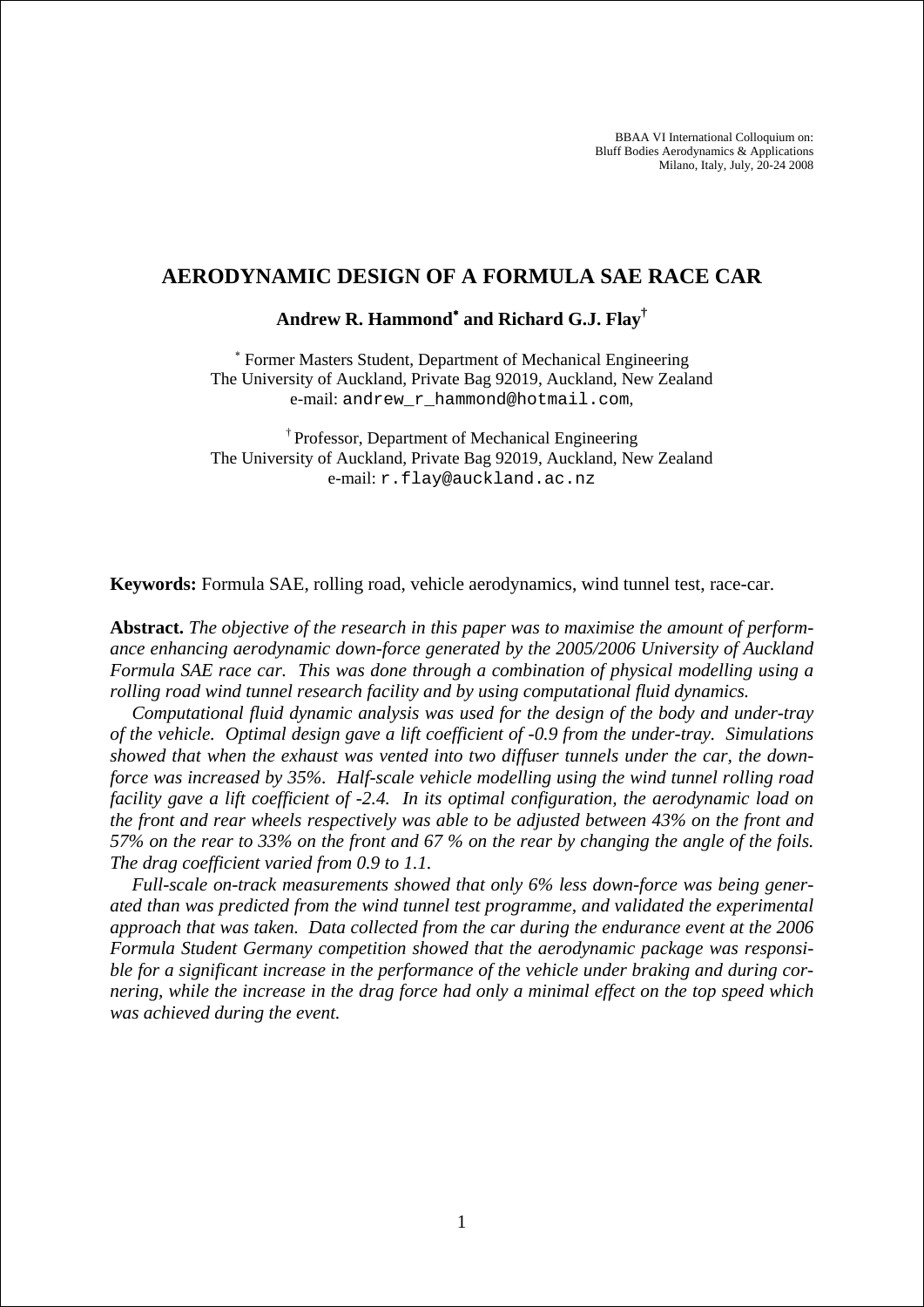BBAA VI International Colloquium on:
Bluff Bodies Aerodynamics & Applications
Milano, Italy, July, 20-24 2008

# AERODYNAMIC DESIGN OF A FORMULA SAE RACE CAR

**Andrew R. Hammond[*] and Richard G.J. Flay[†]**

[*] Former Masters Student, Department of Mechanical Engineering
The University of Auckland, Private Bag 92019, Auckland, New Zealand
e-mail: andrew_r_hammond@hotmail.com,

[†] Professor, Department of Mechanical Engineering
The University of Auckland, Private Bag 92019, Auckland, New Zealand
e-mail: r.flay@auckland.ac.nz

**Keywords:** Formula SAE, rolling road, vehicle aerodynamics, wind tunnel test, race-car.

**Abstract.** *The objective of the research in this paper was to maximise the amount of performance enhancing aerodynamic down-force generated by the 2005/2006 University of Auckland Formula SAE race car. This was done through a combination of physical modelling using a rolling road wind tunnel research facility and by using computational fluid dynamics.*

*Computational fluid dynamic analysis was used for the design of the body and under-tray of the vehicle. Optimal design gave a lift coefficient of -0.9 from the under-tray. Simulations showed that when the exhaust was vented into two diffuser tunnels under the car, the down-force was increased by 35%. Half-scale vehicle modelling using the wind tunnel rolling road facility gave a lift coefficient of -2.4. In its optimal configuration, the aerodynamic load on the front and rear wheels respectively was able to be adjusted between 43% on the front and 57% on the rear to 33% on the front and 67 % on the rear by changing the angle of the foils. The drag coefficient varied from 0.9 to 1.1.*

*Full-scale on-track measurements showed that only 6% less down-force was being generated than was predicted from the wind tunnel test programme, and validated the experimental approach that was taken. Data collected from the car during the endurance event at the 2006 Formula Student Germany competition showed that the aerodynamic package was responsible for a significant increase in the performance of the vehicle under braking and during cornering, while the increase in the drag force had only a minimal effect on the top speed which was achieved during the event.*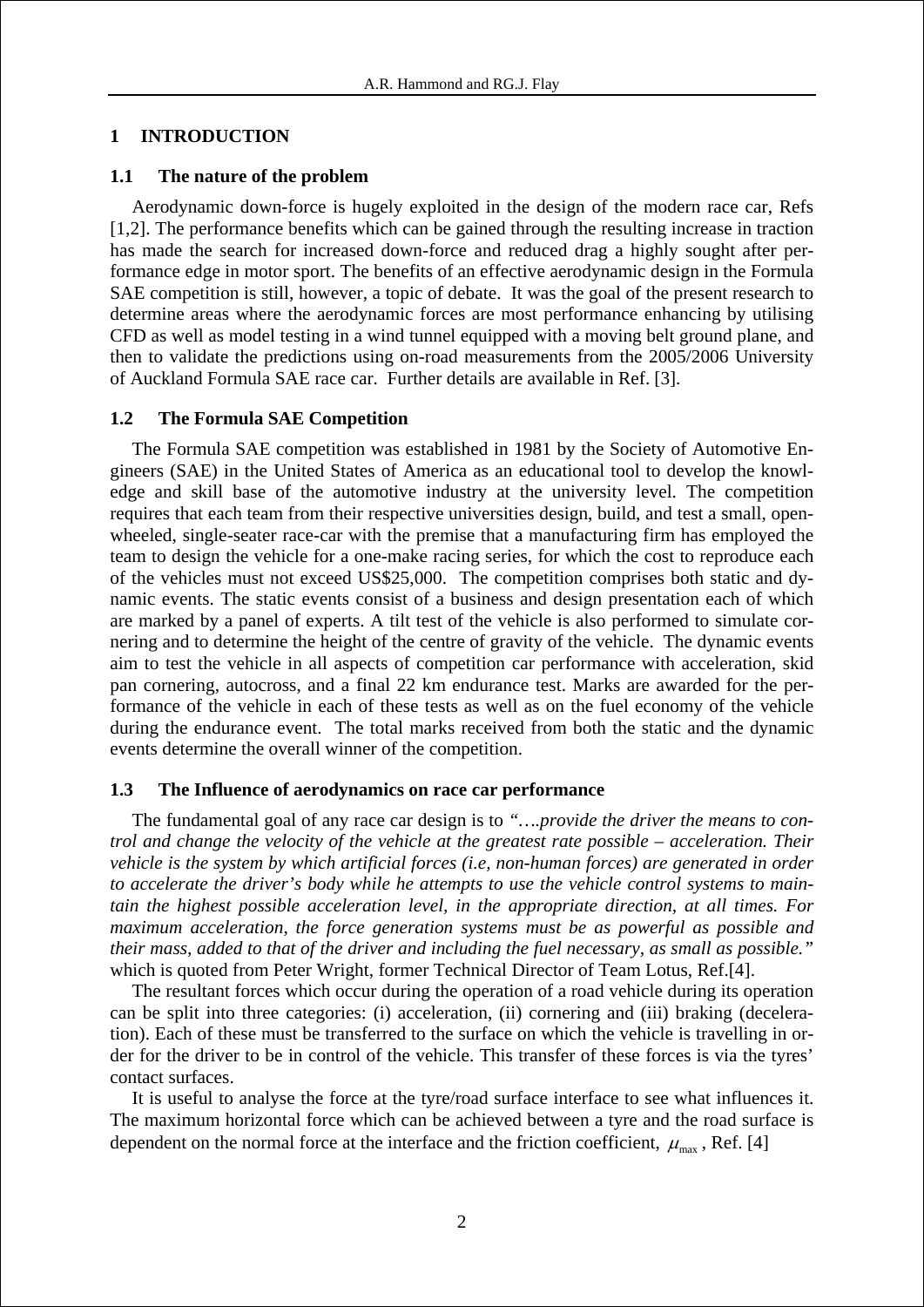## 1 INTRODUCTION

### 1.1 The nature of the problem

Aerodynamic down-force is hugely exploited in the design of the modern race car, Refs [1,2]. The performance benefits which can be gained through the resulting increase in traction has made the search for increased down-force and reduced drag a highly sought after performance edge in motor sport. The benefits of an effective aerodynamic design in the Formula SAE competition is still, however, a topic of debate. It was the goal of the present research to determine areas where the aerodynamic forces are most performance enhancing by utilising CFD as well as model testing in a wind tunnel equipped with a moving belt ground plane, and then to validate the predictions using on-road measurements from the 2005/2006 University of Auckland Formula SAE race car. Further details are available in Ref. [3].

### 1.2 The Formula SAE Competition

The Formula SAE competition was established in 1981 by the Society of Automotive Engineers (SAE) in the United States of America as an educational tool to develop the knowledge and skill base of the automotive industry at the university level. The competition requires that each team from their respective universities design, build, and test a small, open-wheeled, single-seater race-car with the premise that a manufacturing firm has employed the team to design the vehicle for a one-make racing series, for which the cost to reproduce each of the vehicles must not exceed US$25,000. The competition comprises both static and dynamic events. The static events consist of a business and design presentation each of which are marked by a panel of experts. A tilt test of the vehicle is also performed to simulate cornering and to determine the height of the centre of gravity of the vehicle. The dynamic events aim to test the vehicle in all aspects of competition car performance with acceleration, skid pan cornering, autocross, and a final 22 km endurance test. Marks are awarded for the performance of the vehicle in each of these tests as well as on the fuel economy of the vehicle during the endurance event. The total marks received from both the static and the dynamic events determine the overall winner of the competition.

### 1.3 The Influence of aerodynamics on race car performance

The fundamental goal of any race car design is to *"….provide the driver the means to control and change the velocity of the vehicle at the greatest rate possible – acceleration. Their vehicle is the system by which artificial forces (i.e, non-human forces) are generated in order to accelerate the driver's body while he attempts to use the vehicle control systems to maintain the highest possible acceleration level, in the appropriate direction, at all times. For maximum acceleration, the force generation systems must be as powerful as possible and their mass, added to that of the driver and including the fuel necessary, as small as possible."* which is quoted from Peter Wright, former Technical Director of Team Lotus, Ref.[4].

The resultant forces which occur during the operation of a road vehicle during its operation can be split into three categories: (i) acceleration, (ii) cornering and (iii) braking (deceleration). Each of these must be transferred to the surface on which the vehicle is travelling in order for the driver to be in control of the vehicle. This transfer of these forces is via the tyres' contact surfaces.

It is useful to analyse the force at the tyre/road surface interface to see what influences it. The maximum horizontal force which can be achieved between a tyre and the road surface is dependent on the normal force at the interface and the friction coefficient, $\mu_{max}$, Ref. [4]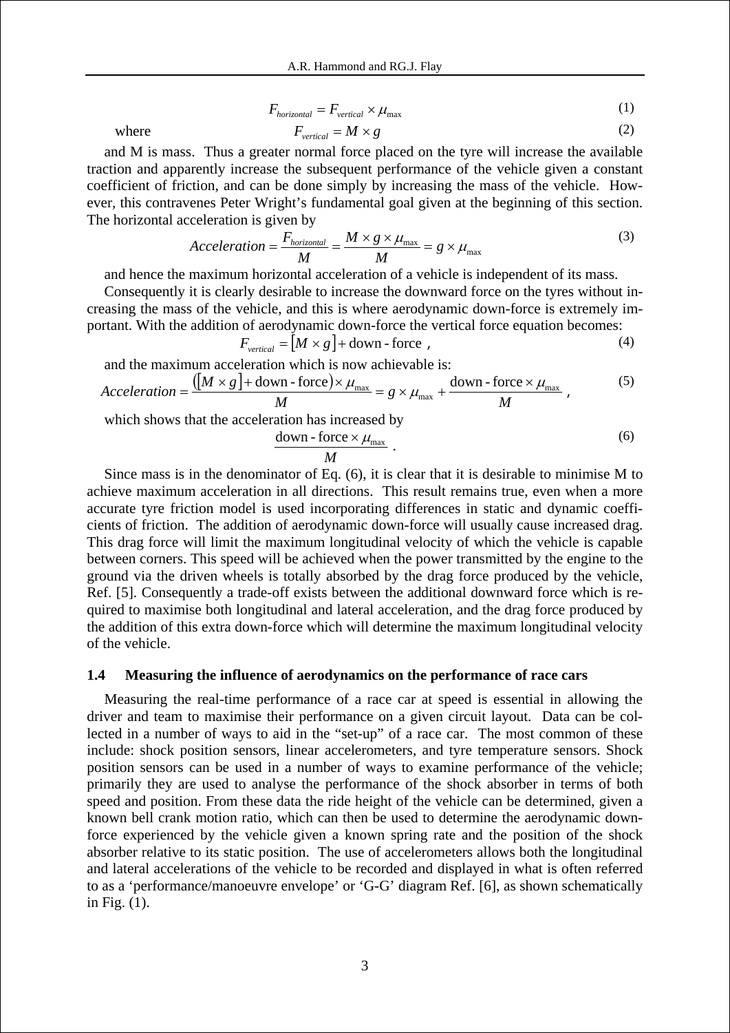$$F_{horizontal} = F_{vertical} \times \mu_{\max} \tag{1}$$

where

$$F_{vertical} = M \times g \tag{2}$$

and M is mass. Thus a greater normal force placed on the tyre will increase the available traction and apparently increase the subsequent performance of the vehicle given a constant coefficient of friction, and can be done simply by increasing the mass of the vehicle. However, this contravenes Peter Wright's fundamental goal given at the beginning of this section. The horizontal acceleration is given by

$$Acceleration = \frac{F_{horizontal}}{M} = \frac{M \times g \times \mu_{\max}}{M} = g \times \mu_{\max} \tag{3}$$

and hence the maximum horizontal acceleration of a vehicle is independent of its mass.

Consequently it is clearly desirable to increase the downward force on the tyres without increasing the mass of the vehicle, and this is where aerodynamic down-force is extremely important. With the addition of aerodynamic down-force the vertical force equation becomes:

$$F_{vertical} = [M \times g] + \text{down-force} \ , \tag{4}$$

and the maximum acceleration which is now achievable is:

$$Acceleration = \frac{([M \times g] + \text{down-force}) \times \mu_{\max}}{M} = g \times \mu_{\max} + \frac{\text{down-force} \times \mu_{\max}}{M} \ , \tag{5}$$

which shows that the acceleration has increased by

$$\frac{\text{down-force} \times \mu_{\max}}{M} \ . \tag{6}$$

Since mass is in the denominator of Eq. (6), it is clear that it is desirable to minimise M to achieve maximum acceleration in all directions. This result remains true, even when a more accurate tyre friction model is used incorporating differences in static and dynamic coefficients of friction. The addition of aerodynamic down-force will usually cause increased drag. This drag force will limit the maximum longitudinal velocity of which the vehicle is capable between corners. This speed will be achieved when the power transmitted by the engine to the ground via the driven wheels is totally absorbed by the drag force produced by the vehicle, Ref. [5]. Consequently a trade-off exists between the additional downward force which is required to maximise both longitudinal and lateral acceleration, and the drag force produced by the addition of this extra down-force which will determine the maximum longitudinal velocity of the vehicle.

### 1.4 Measuring the influence of aerodynamics on the performance of race cars

Measuring the real-time performance of a race car at speed is essential in allowing the driver and team to maximise their performance on a given circuit layout. Data can be collected in a number of ways to aid in the "set-up" of a race car. The most common of these include: shock position sensors, linear accelerometers, and tyre temperature sensors. Shock position sensors can be used in a number of ways to examine performance of the vehicle; primarily they are used to analyse the performance of the shock absorber in terms of both speed and position. From these data the ride height of the vehicle can be determined, given a known bell crank motion ratio, which can then be used to determine the aerodynamic down-force experienced by the vehicle given a known spring rate and the position of the shock absorber relative to its static position. The use of accelerometers allows both the longitudinal and lateral accelerations of the vehicle to be recorded and displayed in what is often referred to as a 'performance/manoeuvre envelope' or 'G-G' diagram Ref. [6], as shown schematically in Fig. (1).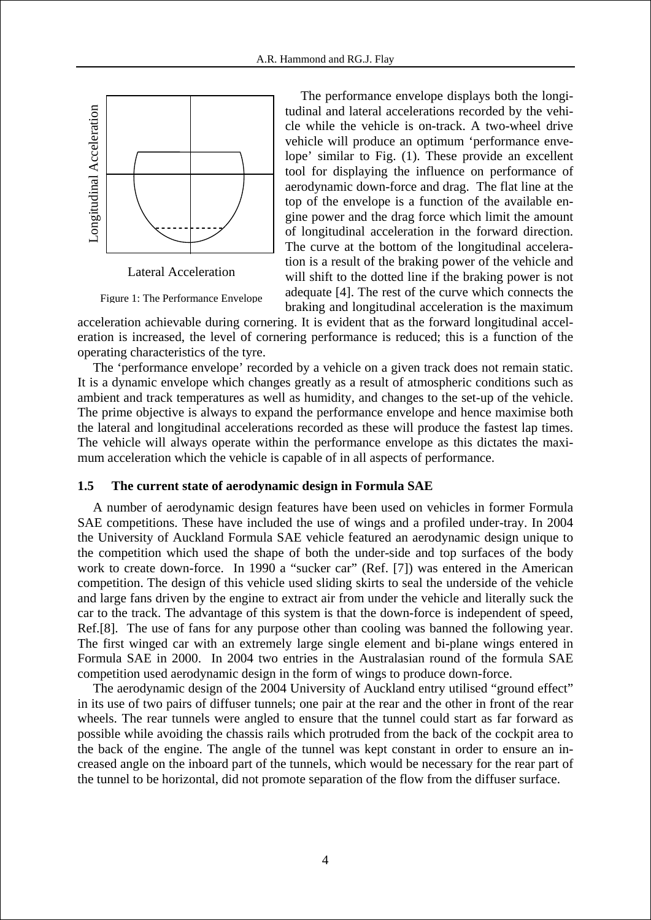Longitudinal Acceleration

Lateral Acceleration

Figure 1: The Performance Envelope

The performance envelope displays both the longitudinal and lateral accelerations recorded by the vehicle while the vehicle is on-track. A two-wheel drive vehicle will produce an optimum 'performance envelope' similar to Fig. (1). These provide an excellent tool for displaying the influence on performance of aerodynamic down-force and drag. The flat line at the top of the envelope is a function of the available engine power and the drag force which limit the amount of longitudinal acceleration in the forward direction. The curve at the bottom of the longitudinal acceleration is a result of the braking power of the vehicle and will shift to the dotted line if the braking power is not adequate [4]. The rest of the curve which connects the braking and longitudinal acceleration is the maximum acceleration achievable during cornering. It is evident that as the forward longitudinal acceleration is increased, the level of cornering performance is reduced; this is a function of the operating characteristics of the tyre.

The 'performance envelope' recorded by a vehicle on a given track does not remain static. It is a dynamic envelope which changes greatly as a result of atmospheric conditions such as ambient and track temperatures as well as humidity, and changes to the set-up of the vehicle. The prime objective is always to expand the performance envelope and hence maximise both the lateral and longitudinal accelerations recorded as these will produce the fastest lap times. The vehicle will always operate within the performance envelope as this dictates the maximum acceleration which the vehicle is capable of in all aspects of performance.

### 1.5 The current state of aerodynamic design in Formula SAE

A number of aerodynamic design features have been used on vehicles in former Formula SAE competitions. These have included the use of wings and a profiled under-tray. In 2004 the University of Auckland Formula SAE vehicle featured an aerodynamic design unique to the competition which used the shape of both the under-side and top surfaces of the body work to create down-force. In 1990 a "sucker car" (Ref. [7]) was entered in the American competition. The design of this vehicle used sliding skirts to seal the underside of the vehicle and large fans driven by the engine to extract air from under the vehicle and literally suck the car to the track. The advantage of this system is that the down-force is independent of speed, Ref.[8]. The use of fans for any purpose other than cooling was banned the following year. The first winged car with an extremely large single element and bi-plane wings entered in Formula SAE in 2000. In 2004 two entries in the Australasian round of the formula SAE competition used aerodynamic design in the form of wings to produce down-force.

The aerodynamic design of the 2004 University of Auckland entry utilised "ground effect" in its use of two pairs of diffuser tunnels; one pair at the rear and the other in front of the rear wheels. The rear tunnels were angled to ensure that the tunnel could start as far forward as possible while avoiding the chassis rails which protruded from the back of the cockpit area to the back of the engine. The angle of the tunnel was kept constant in order to ensure an increased angle on the inboard part of the tunnels, which would be necessary for the rear part of the tunnel to be horizontal, did not promote separation of the flow from the diffuser surface.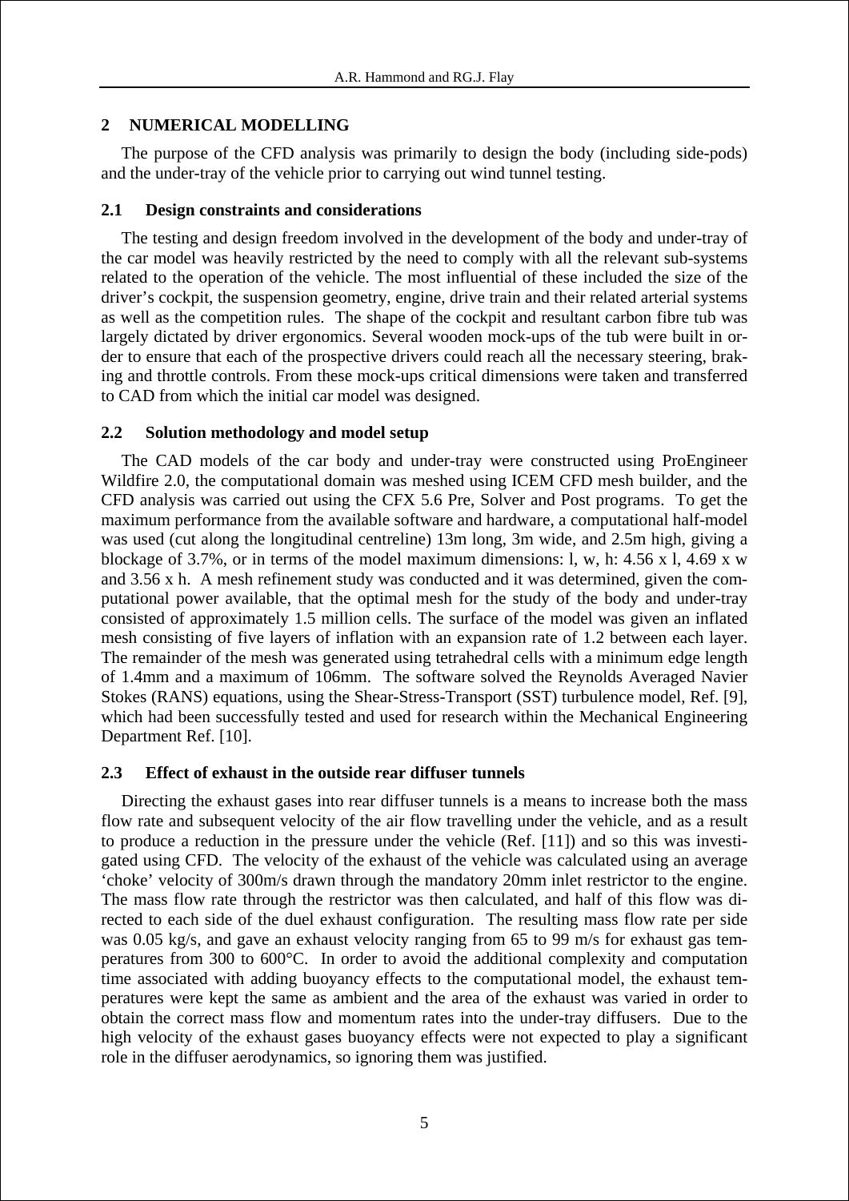## 2 NUMERICAL MODELLING

The purpose of the CFD analysis was primarily to design the body (including side-pods) and the under-tray of the vehicle prior to carrying out wind tunnel testing.

### 2.1 Design constraints and considerations

The testing and design freedom involved in the development of the body and under-tray of the car model was heavily restricted by the need to comply with all the relevant sub-systems related to the operation of the vehicle. The most influential of these included the size of the driver's cockpit, the suspension geometry, engine, drive train and their related arterial systems as well as the competition rules. The shape of the cockpit and resultant carbon fibre tub was largely dictated by driver ergonomics. Several wooden mock-ups of the tub were built in order to ensure that each of the prospective drivers could reach all the necessary steering, braking and throttle controls. From these mock-ups critical dimensions were taken and transferred to CAD from which the initial car model was designed.

### 2.2 Solution methodology and model setup

The CAD models of the car body and under-tray were constructed using ProEngineer Wildfire 2.0, the computational domain was meshed using ICEM CFD mesh builder, and the CFD analysis was carried out using the CFX 5.6 Pre, Solver and Post programs. To get the maximum performance from the available software and hardware, a computational half-model was used (cut along the longitudinal centreline) 13m long, 3m wide, and 2.5m high, giving a blockage of 3.7%, or in terms of the model maximum dimensions: l, w, h: 4.56 x l, 4.69 x w and 3.56 x h. A mesh refinement study was conducted and it was determined, given the computational power available, that the optimal mesh for the study of the body and under-tray consisted of approximately 1.5 million cells. The surface of the model was given an inflated mesh consisting of five layers of inflation with an expansion rate of 1.2 between each layer. The remainder of the mesh was generated using tetrahedral cells with a minimum edge length of 1.4mm and a maximum of 106mm. The software solved the Reynolds Averaged Navier Stokes (RANS) equations, using the Shear-Stress-Transport (SST) turbulence model, Ref. [9], which had been successfully tested and used for research within the Mechanical Engineering Department Ref. [10].

### 2.3 Effect of exhaust in the outside rear diffuser tunnels

Directing the exhaust gases into rear diffuser tunnels is a means to increase both the mass flow rate and subsequent velocity of the air flow travelling under the vehicle, and as a result to produce a reduction in the pressure under the vehicle (Ref. [11]) and so this was investigated using CFD. The velocity of the exhaust of the vehicle was calculated using an average 'choke' velocity of 300m/s drawn through the mandatory 20mm inlet restrictor to the engine. The mass flow rate through the restrictor was then calculated, and half of this flow was directed to each side of the duel exhaust configuration. The resulting mass flow rate per side was 0.05 kg/s, and gave an exhaust velocity ranging from 65 to 99 m/s for exhaust gas temperatures from 300 to 600°C. In order to avoid the additional complexity and computation time associated with adding buoyancy effects to the computational model, the exhaust temperatures were kept the same as ambient and the area of the exhaust was varied in order to obtain the correct mass flow and momentum rates into the under-tray diffusers. Due to the high velocity of the exhaust gases buoyancy effects were not expected to play a significant role in the diffuser aerodynamics, so ignoring them was justified.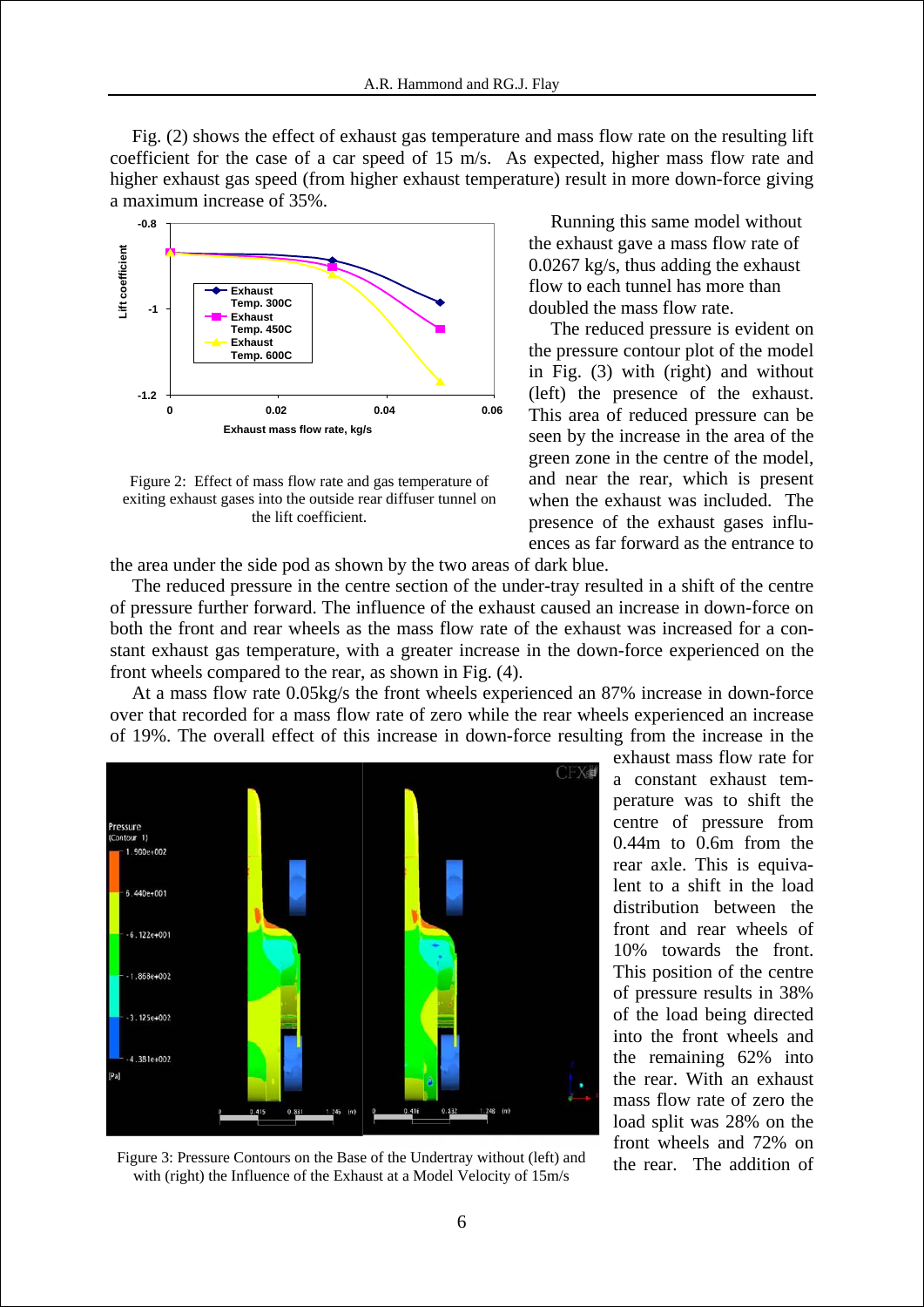Fig. (2) shows the effect of exhaust gas temperature and mass flow rate on the resulting lift coefficient for the case of a car speed of 15 m/s. As expected, higher mass flow rate and higher exhaust gas speed (from higher exhaust temperature) result in more down-force giving a maximum increase of 35%.

Figure 2: Effect of mass flow rate and gas temperature of exiting exhaust gases into the outside rear diffuser tunnel on the lift coefficient.

Running this same model without the exhaust gave a mass flow rate of 0.0267 kg/s, thus adding the exhaust flow to each tunnel has more than doubled the mass flow rate.

The reduced pressure is evident on the pressure contour plot of the model in Fig. (3) with (right) and without (left) the presence of the exhaust. This area of reduced pressure can be seen by the increase in the area of the green zone in the centre of the model, and near the rear, which is present when the exhaust was included. The presence of the exhaust gases influences as far forward as the entrance to the area under the side pod as shown by the two areas of dark blue.

The reduced pressure in the centre section of the under-tray resulted in a shift of the centre of pressure further forward. The influence of the exhaust caused an increase in down-force on both the front and rear wheels as the mass flow rate of the exhaust was increased for a constant exhaust gas temperature, with a greater increase in the down-force experienced on the front wheels compared to the rear, as shown in Fig. (4).

At a mass flow rate 0.05kg/s the front wheels experienced an 87% increase in down-force over that recorded for a mass flow rate of zero while the rear wheels experienced an increase of 19%. The overall effect of this increase in down-force resulting from the increase in the exhaust mass flow rate for a constant exhaust temperature was to shift the centre of pressure from 0.44m to 0.6m from the rear axle. This is equivalent to a shift in the load distribution between the front and rear wheels of 10% towards the front. This position of the centre of pressure results in 38% of the load being directed into the front wheels and the remaining 62% into the rear. With an exhaust mass flow rate of zero the load split was 28% on the front wheels and 72% on the rear. The addition of

Figure 3: Pressure Contours on the Base of the Undertray without (left) and with (right) the Influence of the Exhaust at a Model Velocity of 15m/s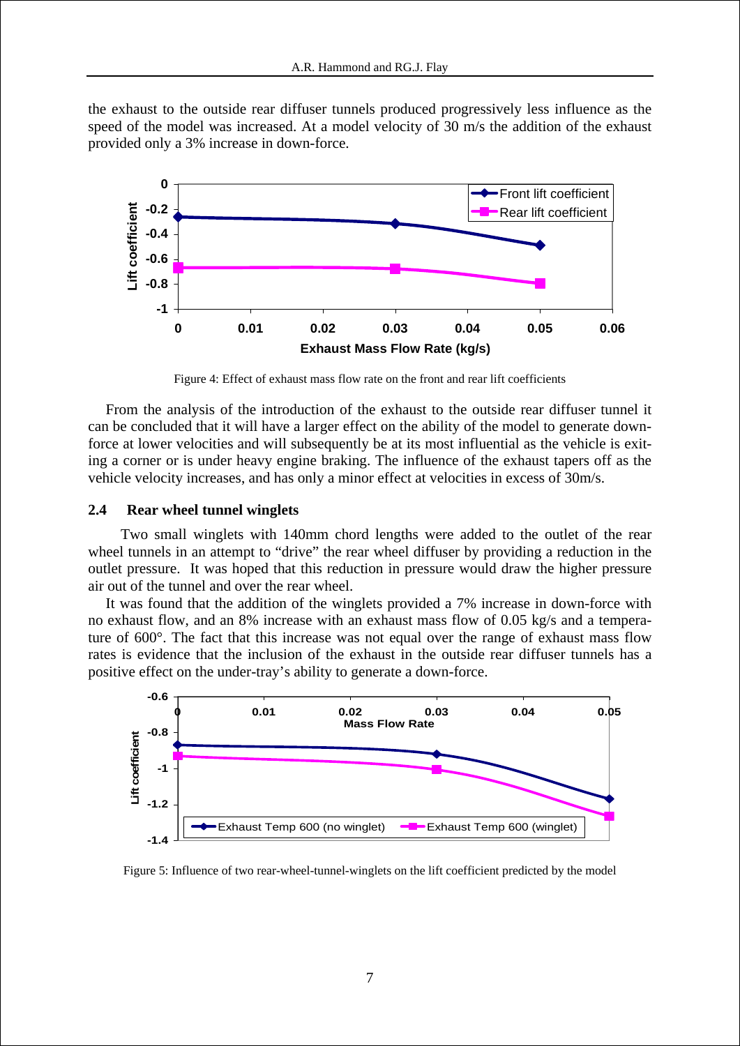the exhaust to the outside rear diffuser tunnels produced progressively less influence as the speed of the model was increased. At a model velocity of 30 m/s the addition of the exhaust provided only a 3% increase in down-force.

Figure 4: Effect of exhaust mass flow rate on the front and rear lift coefficients

From the analysis of the introduction of the exhaust to the outside rear diffuser tunnel it can be concluded that it will have a larger effect on the ability of the model to generate down-force at lower velocities and will subsequently be at its most influential as the vehicle is exiting a corner or is under heavy engine braking. The influence of the exhaust tapers off as the vehicle velocity increases, and has only a minor effect at velocities in excess of 30m/s.

### 2.4 Rear wheel tunnel winglets

Two small winglets with 140mm chord lengths were added to the outlet of the rear wheel tunnels in an attempt to "drive" the rear wheel diffuser by providing a reduction in the outlet pressure. It was hoped that this reduction in pressure would draw the higher pressure air out of the tunnel and over the rear wheel.

It was found that the addition of the winglets provided a 7% increase in down-force with no exhaust flow, and an 8% increase with an exhaust mass flow of 0.05 kg/s and a temperature of 600°. The fact that this increase was not equal over the range of exhaust mass flow rates is evidence that the inclusion of the exhaust in the outside rear diffuser tunnels has a positive effect on the under-tray's ability to generate a down-force.

Figure 5: Influence of two rear-wheel-tunnel-winglets on the lift coefficient predicted by the model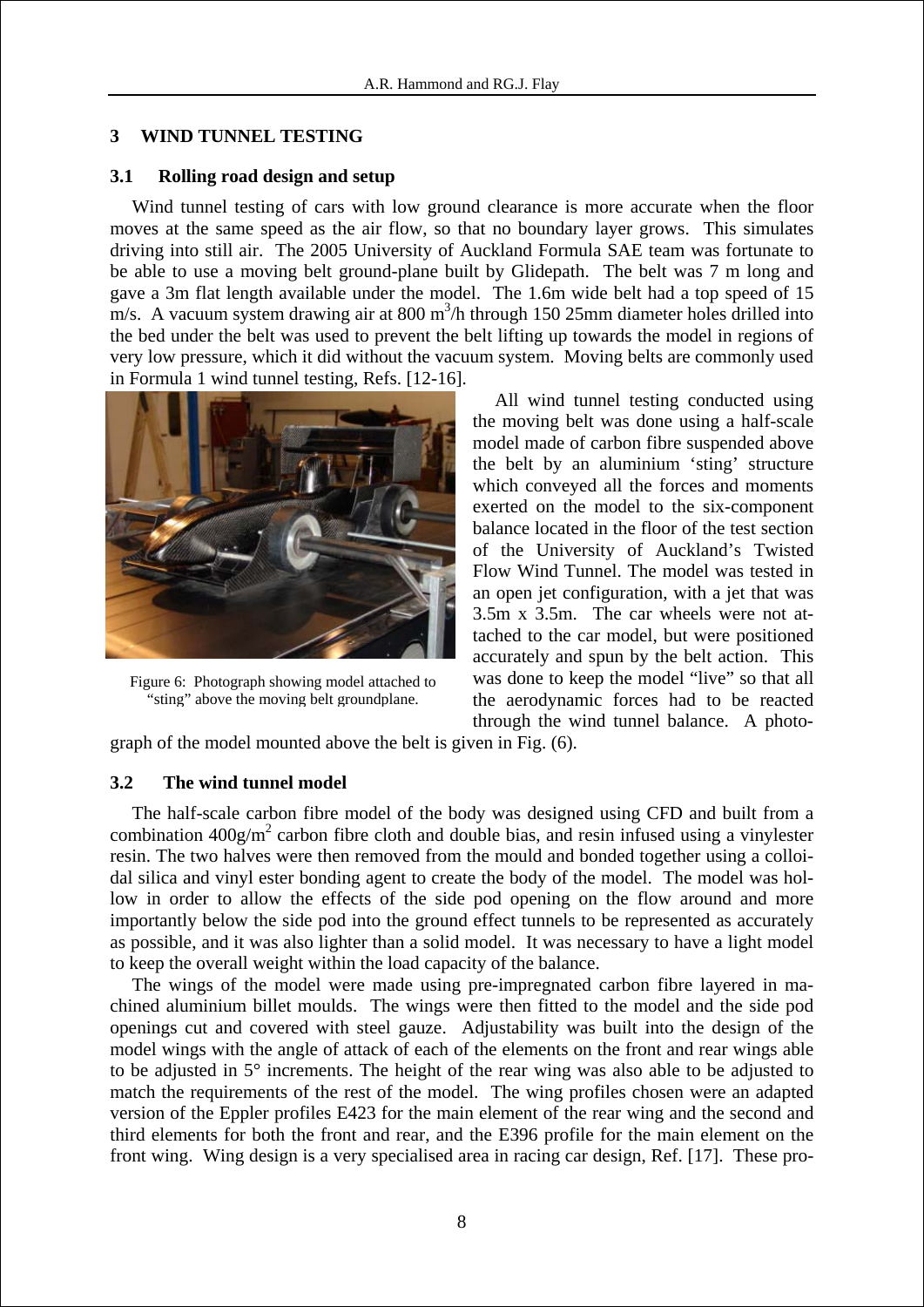## 3 WIND TUNNEL TESTING

### 3.1 Rolling road design and setup

Wind tunnel testing of cars with low ground clearance is more accurate when the floor moves at the same speed as the air flow, so that no boundary layer grows. This simulates driving into still air. The 2005 University of Auckland Formula SAE team was fortunate to be able to use a moving belt ground-plane built by Glidepath. The belt was 7 m long and gave a 3m flat length available under the model. The 1.6m wide belt had a top speed of 15 m/s. A vacuum system drawing air at 800 $m^3$/h through 150 25mm diameter holes drilled into the bed under the belt was used to prevent the belt lifting up towards the model in regions of very low pressure, which it did without the vacuum system. Moving belts are commonly used in Formula 1 wind tunnel testing, Refs. [12-16].

Figure 6: Photograph showing model attached to "sting" above the moving belt groundplane.

All wind tunnel testing conducted using the moving belt was done using a half-scale model made of carbon fibre suspended above the belt by an aluminium 'sting' structure which conveyed all the forces and moments exerted on the model to the six-component balance located in the floor of the test section of the University of Auckland's Twisted Flow Wind Tunnel. The model was tested in an open jet configuration, with a jet that was 3.5m x 3.5m. The car wheels were not attached to the car model, but were positioned accurately and spun by the belt action. This was done to keep the model "live" so that all the aerodynamic forces had to be reacted through the wind tunnel balance. A photograph of the model mounted above the belt is given in Fig. (6).

### 3.2 The wind tunnel model

The half-scale carbon fibre model of the body was designed using CFD and built from a combination 400g/$m^2$ carbon fibre cloth and double bias, and resin infused using a vinylester resin. The two halves were then removed from the mould and bonded together using a colloidal silica and vinyl ester bonding agent to create the body of the model. The model was hollow in order to allow the effects of the side pod opening on the flow around and more importantly below the side pod into the ground effect tunnels to be represented as accurately as possible, and it was also lighter than a solid model. It was necessary to have a light model to keep the overall weight within the load capacity of the balance.

The wings of the model were made using pre-impregnated carbon fibre layered in machined aluminium billet moulds. The wings were then fitted to the model and the side pod openings cut and covered with steel gauze. Adjustability was built into the design of the model wings with the angle of attack of each of the elements on the front and rear wings able to be adjusted in 5° increments. The height of the rear wing was also able to be adjusted to match the requirements of the rest of the model. The wing profiles chosen were an adapted version of the Eppler profiles E423 for the main element of the rear wing and the second and third elements for both the front and rear, and the E396 profile for the main element on the front wing. Wing design is a very specialised area in racing car design, Ref. [17]. These pro-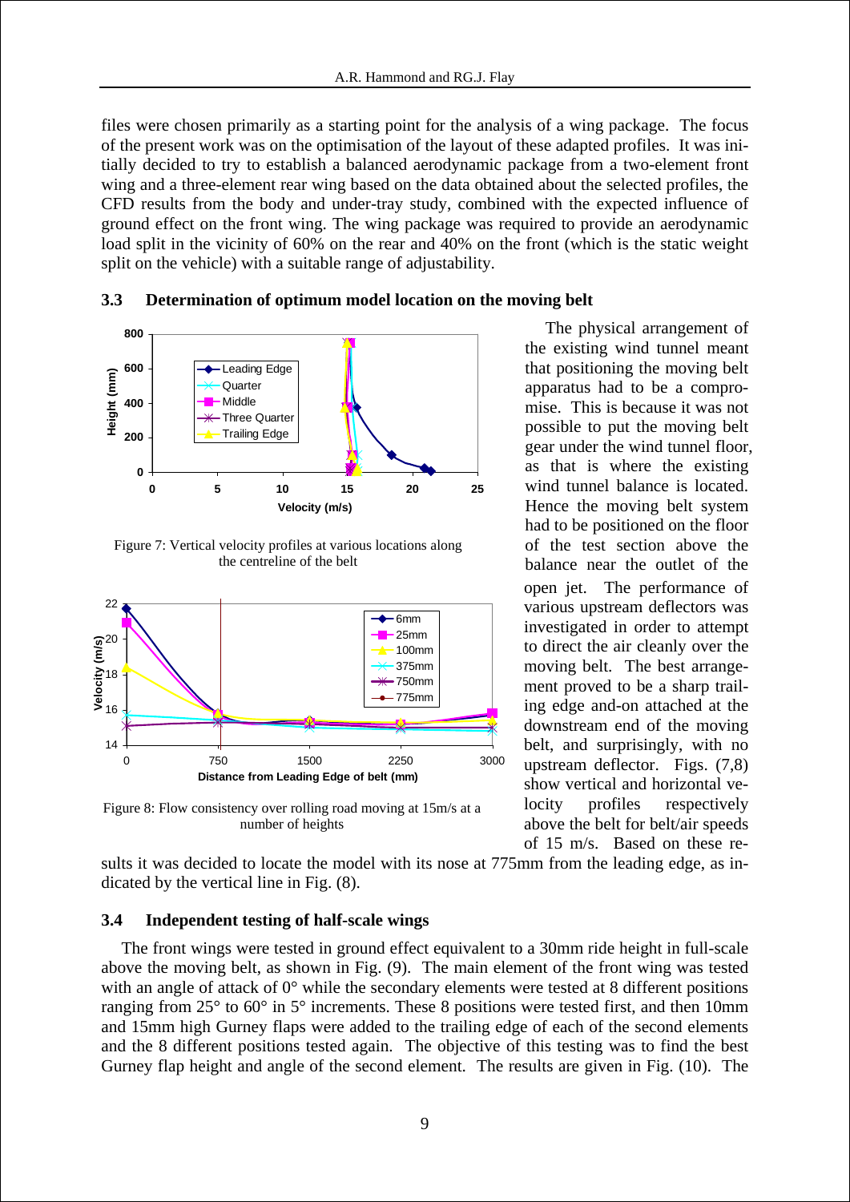files were chosen primarily as a starting point for the analysis of a wing package. The focus of the present work was on the optimisation of the layout of these adapted profiles. It was initially decided to try to establish a balanced aerodynamic package from a two-element front wing and a three-element rear wing based on the data obtained about the selected profiles, the CFD results from the body and under-tray study, combined with the expected influence of ground effect on the front wing. The wing package was required to provide an aerodynamic load split in the vicinity of 60% on the rear and 40% on the front (which is the static weight split on the vehicle) with a suitable range of adjustability.

### 3.3 Determination of optimum model location on the moving belt

Figure 7: Vertical velocity profiles at various locations along the centreline of the belt

Figure 8: Flow consistency over rolling road moving at 15m/s at a number of heights

The physical arrangement of the existing wind tunnel meant that positioning the moving belt apparatus had to be a compromise. This is because it was not possible to put the moving belt gear under the wind tunnel floor, as that is where the existing wind tunnel balance is located. Hence the moving belt system had to be positioned on the floor of the test section above the balance near the outlet of the open jet. The performance of various upstream deflectors was investigated in order to attempt to direct the air cleanly over the moving belt. The best arrangement proved to be a sharp trailing edge and-on attached at the downstream end of the moving belt, and surprisingly, with no upstream deflector. Figs. (7,8) show vertical and horizontal velocity profiles respectively above the belt for belt/air speeds of 15 m/s. Based on these results it was decided to locate the model with its nose at 775mm from the leading edge, as indicated by the vertical line in Fig. (8).

### 3.4 Independent testing of half-scale wings

The front wings were tested in ground effect equivalent to a 30mm ride height in full-scale above the moving belt, as shown in Fig. (9). The main element of the front wing was tested with an angle of attack of 0° while the secondary elements were tested at 8 different positions ranging from 25° to 60° in 5° increments. These 8 positions were tested first, and then 10mm and 15mm high Gurney flaps were added to the trailing edge of each of the second elements and the 8 different positions tested again. The objective of this testing was to find the best Gurney flap height and angle of the second element. The results are given in Fig. (10). The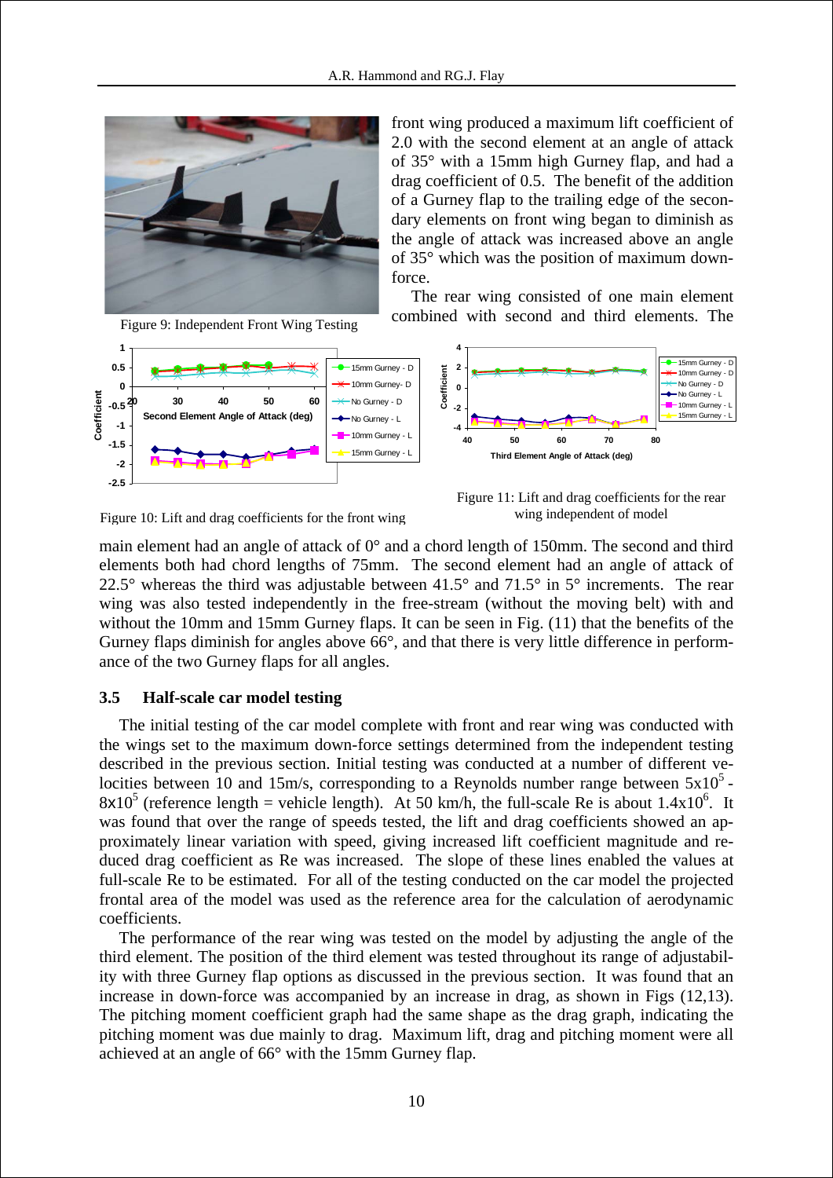front wing produced a maximum lift coefficient of 2.0 with the second element at an angle of attack of 35° with a 15mm high Gurney flap, and had a drag coefficient of 0.5. The benefit of the addition of a Gurney flap to the trailing edge of the secondary elements on front wing began to diminish as the angle of attack was increased above an angle of 35° which was the position of maximum down-force.

Figure 9: Independent Front Wing Testing

The rear wing consisted of one main element combined with second and third elements. The main element had an angle of attack of 0° and a chord length of 150mm. The second and third elements both had chord lengths of 75mm. The second element had an angle of attack of 22.5° whereas the third was adjustable between 41.5° and 71.5° in 5° increments. The rear wing was also tested independently in the free-stream (without the moving belt) with and without the 10mm and 15mm Gurney flaps. It can be seen in Fig. (11) that the benefits of the Gurney flaps diminish for angles above 66°, and that there is very little difference in performance of the two Gurney flaps for all angles.

Figure 10: Lift and drag coefficients for the front wing

Figure 11: Lift and drag coefficients for the rear wing independent of model

### 3.5 Half-scale car model testing

The initial testing of the car model complete with front and rear wing was conducted with the wings set to the maximum down-force settings determined from the independent testing described in the previous section. Initial testing was conducted at a number of different velocities between 10 and 15m/s, corresponding to a Reynolds number range between $5x10^5$ - $8x10^5$ (reference length = vehicle length). At 50 km/h, the full-scale Re is about $1.4x10^6$. It was found that over the range of speeds tested, the lift and drag coefficients showed an approximately linear variation with speed, giving increased lift coefficient magnitude and reduced drag coefficient as Re was increased. The slope of these lines enabled the values at full-scale Re to be estimated. For all of the testing conducted on the car model the projected frontal area of the model was used as the reference area for the calculation of aerodynamic coefficients.

The performance of the rear wing was tested on the model by adjusting the angle of the third element. The position of the third element was tested throughout its range of adjustability with three Gurney flap options as discussed in the previous section. It was found that an increase in down-force was accompanied by an increase in drag, as shown in Figs (12,13). The pitching moment coefficient graph had the same shape as the drag graph, indicating the pitching moment was due mainly to drag. Maximum lift, drag and pitching moment were all achieved at an angle of 66° with the 15mm Gurney flap.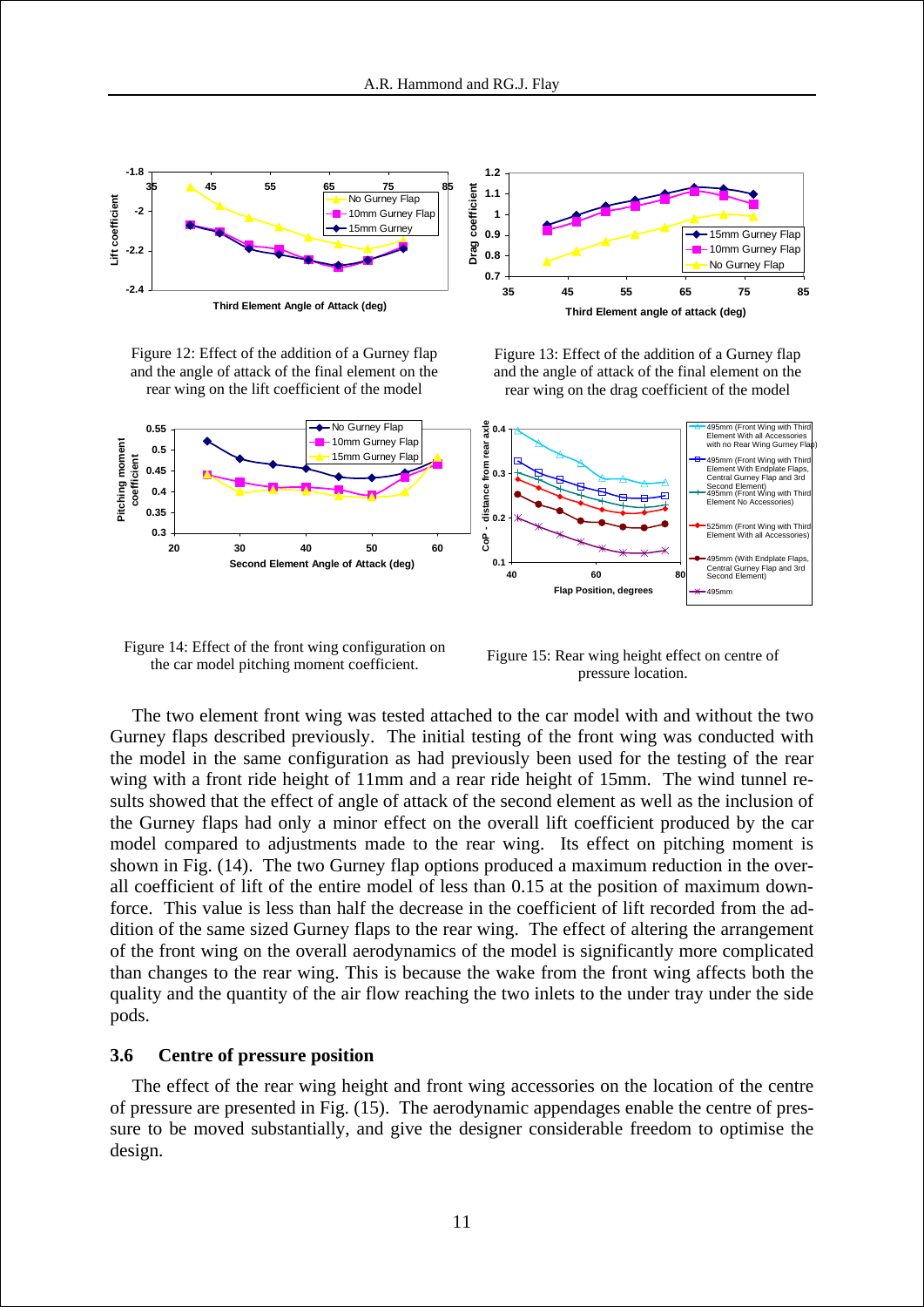Figure 12: Effect of the addition of a Gurney flap and the angle of attack of the final element on the rear wing on the lift coefficient of the model

Figure 13: Effect of the addition of a Gurney flap and the angle of attack of the final element on the rear wing on the drag coefficient of the model

Figure 14: Effect of the front wing configuration on the car model pitching moment coefficient.

Figure 15: Rear wing height effect on centre of pressure location.

The two element front wing was tested attached to the car model with and without the two Gurney flaps described previously. The initial testing of the front wing was conducted with the model in the same configuration as had previously been used for the testing of the rear wing with a front ride height of 11mm and a rear ride height of 15mm. The wind tunnel results showed that the effect of angle of attack of the second element as well as the inclusion of the Gurney flaps had only a minor effect on the overall lift coefficient produced by the car model compared to adjustments made to the rear wing. Its effect on pitching moment is shown in Fig. (14). The two Gurney flap options produced a maximum reduction in the overall coefficient of lift of the entire model of less than 0.15 at the position of maximum downforce. This value is less than half the decrease in the coefficient of lift recorded from the addition of the same sized Gurney flaps to the rear wing. The effect of altering the arrangement of the front wing on the overall aerodynamics of the model is significantly more complicated than changes to the rear wing. This is because the wake from the front wing affects both the quality and the quantity of the air flow reaching the two inlets to the under tray under the side pods.

### 3.6 Centre of pressure position

The effect of the rear wing height and front wing accessories on the location of the centre of pressure are presented in Fig. (15). The aerodynamic appendages enable the centre of pressure to be moved substantially, and give the designer considerable freedom to optimise the design.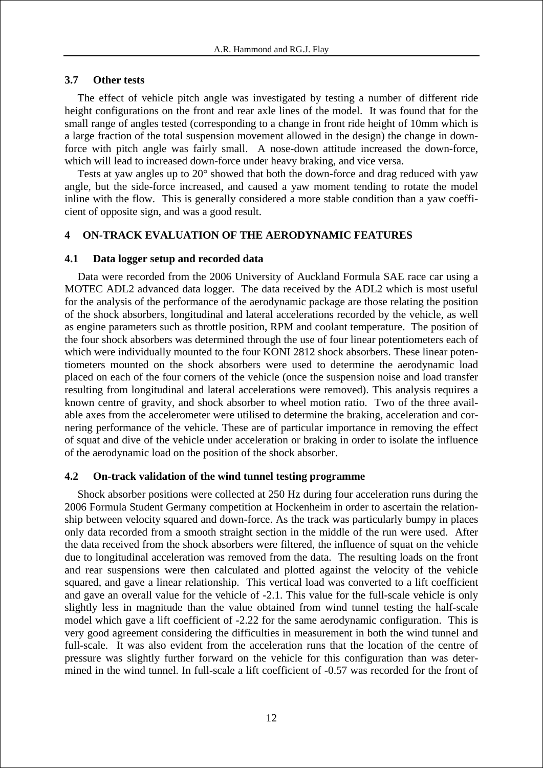### 3.7 Other tests

The effect of vehicle pitch angle was investigated by testing a number of different ride height configurations on the front and rear axle lines of the model. It was found that for the small range of angles tested (corresponding to a change in front ride height of 10mm which is a large fraction of the total suspension movement allowed in the design) the change in down-force with pitch angle was fairly small. A nose-down attitude increased the down-force, which will lead to increased down-force under heavy braking, and vice versa.

Tests at yaw angles up to 20° showed that both the down-force and drag reduced with yaw angle, but the side-force increased, and caused a yaw moment tending to rotate the model inline with the flow. This is generally considered a more stable condition than a yaw coefficient of opposite sign, and was a good result.

## 4 ON-TRACK EVALUATION OF THE AERODYNAMIC FEATURES

### 4.1 Data logger setup and recorded data

Data were recorded from the 2006 University of Auckland Formula SAE race car using a MOTEC ADL2 advanced data logger. The data received by the ADL2 which is most useful for the analysis of the performance of the aerodynamic package are those relating the position of the shock absorbers, longitudinal and lateral accelerations recorded by the vehicle, as well as engine parameters such as throttle position, RPM and coolant temperature. The position of the four shock absorbers was determined through the use of four linear potentiometers each of which were individually mounted to the four KONI 2812 shock absorbers. These linear potentiometers mounted on the shock absorbers were used to determine the aerodynamic load placed on each of the four corners of the vehicle (once the suspension noise and load transfer resulting from longitudinal and lateral accelerations were removed). This analysis requires a known centre of gravity, and shock absorber to wheel motion ratio. Two of the three available axes from the accelerometer were utilised to determine the braking, acceleration and cornering performance of the vehicle. These are of particular importance in removing the effect of squat and dive of the vehicle under acceleration or braking in order to isolate the influence of the aerodynamic load on the position of the shock absorber.

### 4.2 On-track validation of the wind tunnel testing programme

Shock absorber positions were collected at 250 Hz during four acceleration runs during the 2006 Formula Student Germany competition at Hockenheim in order to ascertain the relationship between velocity squared and down-force. As the track was particularly bumpy in places only data recorded from a smooth straight section in the middle of the run were used. After the data received from the shock absorbers were filtered, the influence of squat on the vehicle due to longitudinal acceleration was removed from the data. The resulting loads on the front and rear suspensions were then calculated and plotted against the velocity of the vehicle squared, and gave a linear relationship. This vertical load was converted to a lift coefficient and gave an overall value for the vehicle of -2.1. This value for the full-scale vehicle is only slightly less in magnitude than the value obtained from wind tunnel testing the half-scale model which gave a lift coefficient of -2.22 for the same aerodynamic configuration. This is very good agreement considering the difficulties in measurement in both the wind tunnel and full-scale. It was also evident from the acceleration runs that the location of the centre of pressure was slightly further forward on the vehicle for this configuration than was determined in the wind tunnel. In full-scale a lift coefficient of -0.57 was recorded for the front of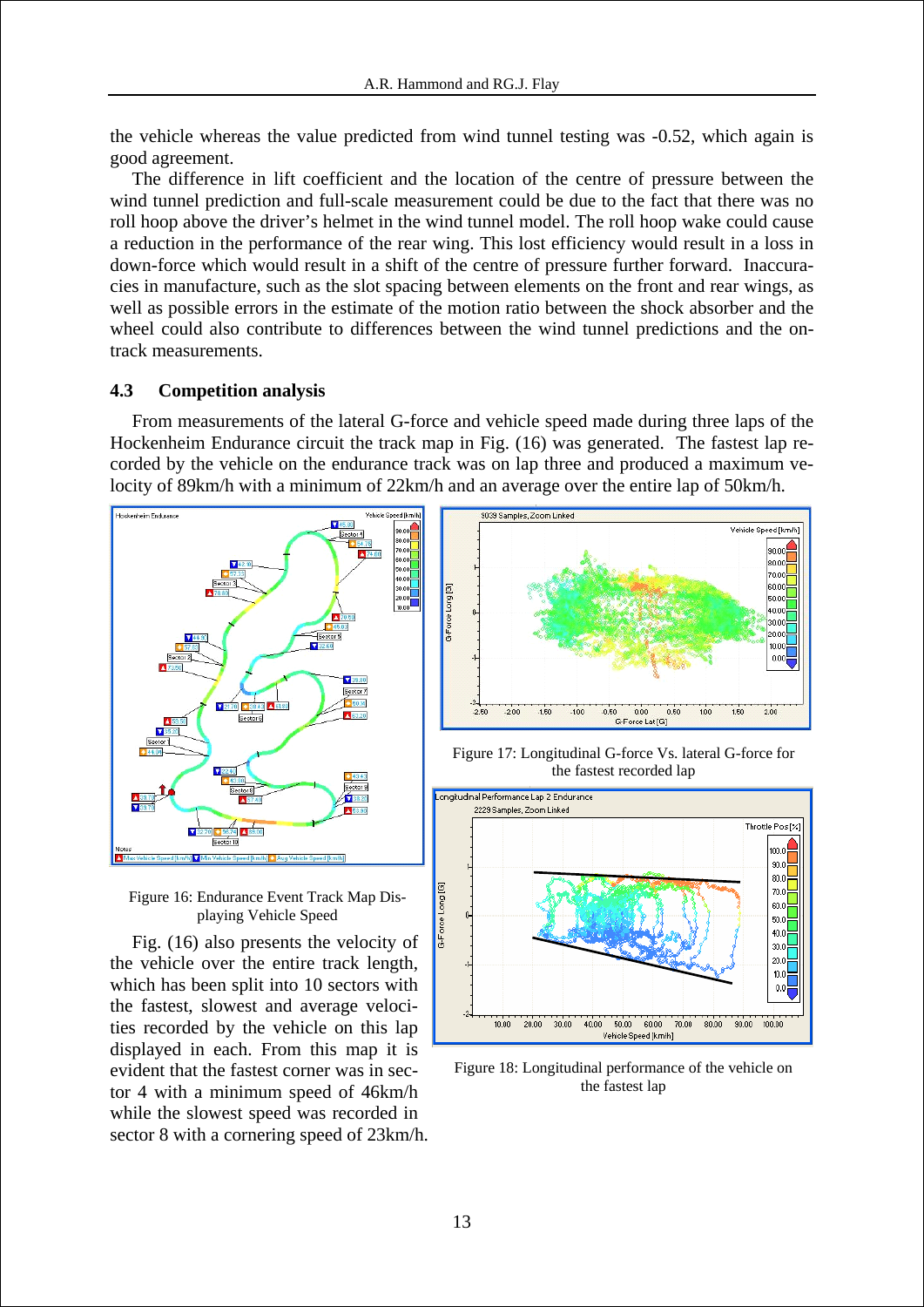the vehicle whereas the value predicted from wind tunnel testing was -0.52, which again is good agreement.

The difference in lift coefficient and the location of the centre of pressure between the wind tunnel prediction and full-scale measurement could be due to the fact that there was no roll hoop above the driver's helmet in the wind tunnel model. The roll hoop wake could cause a reduction in the performance of the rear wing. This lost efficiency would result in a loss in down-force which would result in a shift of the centre of pressure further forward. Inaccuracies in manufacture, such as the slot spacing between elements on the front and rear wings, as well as possible errors in the estimate of the motion ratio between the shock absorber and the wheel could also contribute to differences between the wind tunnel predictions and the on-track measurements.

### 4.3 Competition analysis

From measurements of the lateral G-force and vehicle speed made during three laps of the Hockenheim Endurance circuit the track map in Fig. (16) was generated. The fastest lap recorded by the vehicle on the endurance track was on lap three and produced a maximum velocity of 89km/h with a minimum of 22km/h and an average over the entire lap of 50km/h.

Figure 16: Endurance Event Track Map Displaying Vehicle Speed

Figure 17: Longitudinal G-force Vs. lateral G-force for the fastest recorded lap

Figure 18: Longitudinal performance of the vehicle on the fastest lap

Fig. (16) also presents the velocity of the vehicle over the entire track length, which has been split into 10 sectors with the fastest, slowest and average velocities recorded by the vehicle on this lap displayed in each. From this map it is evident that the fastest corner was in sector 4 with a minimum speed of 46km/h while the slowest speed was recorded in sector 8 with a cornering speed of 23km/h.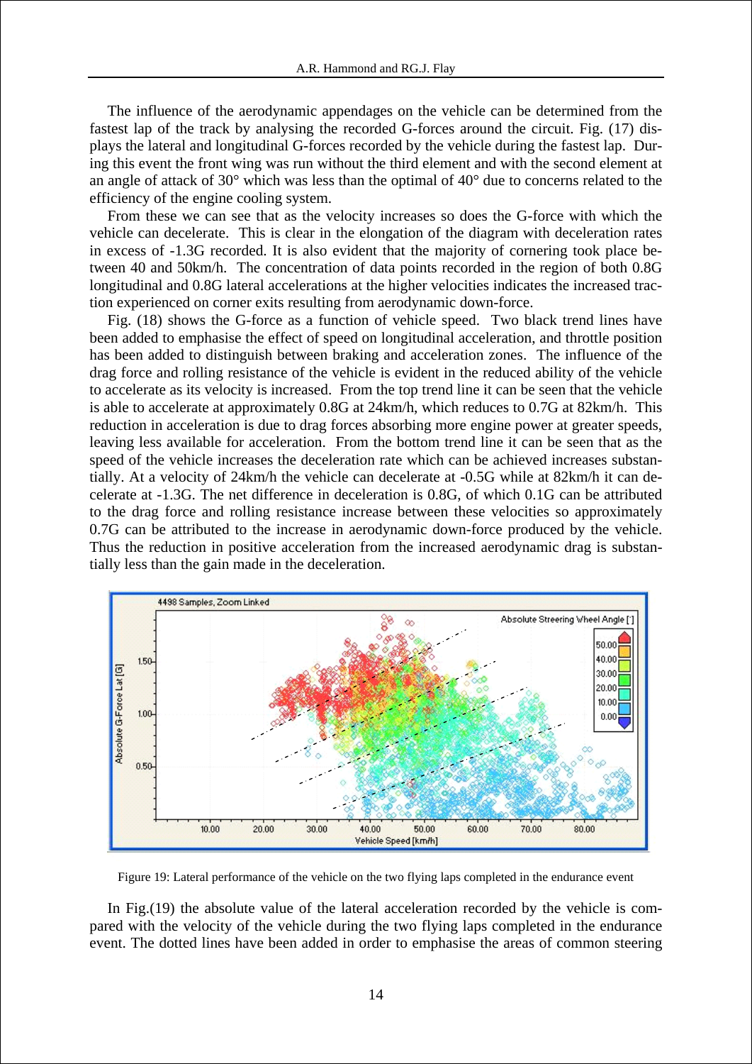The influence of the aerodynamic appendages on the vehicle can be determined from the fastest lap of the track by analysing the recorded G-forces around the circuit. Fig. (17) displays the lateral and longitudinal G-forces recorded by the vehicle during the fastest lap. During this event the front wing was run without the third element and with the second element at an angle of attack of 30° which was less than the optimal of 40° due to concerns related to the efficiency of the engine cooling system.

From these we can see that as the velocity increases so does the G-force with which the vehicle can decelerate. This is clear in the elongation of the diagram with deceleration rates in excess of -1.3G recorded. It is also evident that the majority of cornering took place between 40 and 50km/h. The concentration of data points recorded in the region of both 0.8G longitudinal and 0.8G lateral accelerations at the higher velocities indicates the increased traction experienced on corner exits resulting from aerodynamic down-force.

Fig. (18) shows the G-force as a function of vehicle speed. Two black trend lines have been added to emphasise the effect of speed on longitudinal acceleration, and throttle position has been added to distinguish between braking and acceleration zones. The influence of the drag force and rolling resistance of the vehicle is evident in the reduced ability of the vehicle to accelerate as its velocity is increased. From the top trend line it can be seen that the vehicle is able to accelerate at approximately 0.8G at 24km/h, which reduces to 0.7G at 82km/h. This reduction in acceleration is due to drag forces absorbing more engine power at greater speeds, leaving less available for acceleration. From the bottom trend line it can be seen that as the speed of the vehicle increases the deceleration rate which can be achieved increases substantially. At a velocity of 24km/h the vehicle can decelerate at -0.5G while at 82km/h it can decelerate at -1.3G. The net difference in deceleration is 0.8G, of which 0.1G can be attributed to the drag force and rolling resistance increase between these velocities so approximately 0.7G can be attributed to the increase in aerodynamic down-force produced by the vehicle. Thus the reduction in positive acceleration from the increased aerodynamic drag is substantially less than the gain made in the deceleration.

Figure 19: Lateral performance of the vehicle on the two flying laps completed in the endurance event

In Fig.(19) the absolute value of the lateral acceleration recorded by the vehicle is compared with the velocity of the vehicle during the two flying laps completed in the endurance event. The dotted lines have been added in order to emphasise the areas of common steering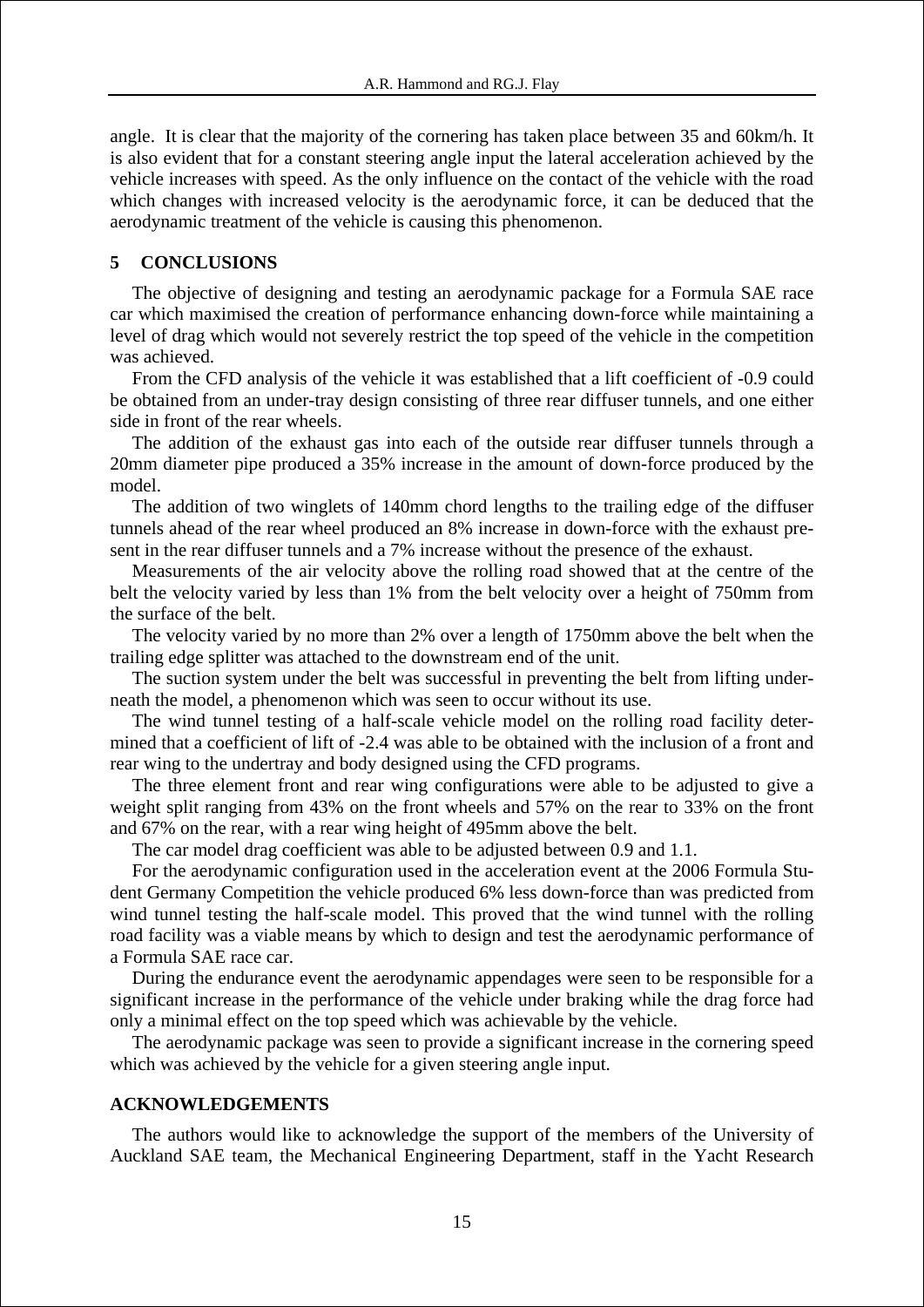angle. It is clear that the majority of the cornering has taken place between 35 and 60km/h. It is also evident that for a constant steering angle input the lateral acceleration achieved by the vehicle increases with speed. As the only influence on the contact of the vehicle with the road which changes with increased velocity is the aerodynamic force, it can be deduced that the aerodynamic treatment of the vehicle is causing this phenomenon.

## 5 CONCLUSIONS

The objective of designing and testing an aerodynamic package for a Formula SAE race car which maximised the creation of performance enhancing down-force while maintaining a level of drag which would not severely restrict the top speed of the vehicle in the competition was achieved.

From the CFD analysis of the vehicle it was established that a lift coefficient of -0.9 could be obtained from an under-tray design consisting of three rear diffuser tunnels, and one either side in front of the rear wheels.

The addition of the exhaust gas into each of the outside rear diffuser tunnels through a 20mm diameter pipe produced a 35% increase in the amount of down-force produced by the model.

The addition of two winglets of 140mm chord lengths to the trailing edge of the diffuser tunnels ahead of the rear wheel produced an 8% increase in down-force with the exhaust present in the rear diffuser tunnels and a 7% increase without the presence of the exhaust.

Measurements of the air velocity above the rolling road showed that at the centre of the belt the velocity varied by less than 1% from the belt velocity over a height of 750mm from the surface of the belt.

The velocity varied by no more than 2% over a length of 1750mm above the belt when the trailing edge splitter was attached to the downstream end of the unit.

The suction system under the belt was successful in preventing the belt from lifting underneath the model, a phenomenon which was seen to occur without its use.

The wind tunnel testing of a half-scale vehicle model on the rolling road facility determined that a coefficient of lift of -2.4 was able to be obtained with the inclusion of a front and rear wing to the undertray and body designed using the CFD programs.

The three element front and rear wing configurations were able to be adjusted to give a weight split ranging from 43% on the front wheels and 57% on the rear to 33% on the front and 67% on the rear, with a rear wing height of 495mm above the belt.

The car model drag coefficient was able to be adjusted between 0.9 and 1.1.

For the aerodynamic configuration used in the acceleration event at the 2006 Formula Student Germany Competition the vehicle produced 6% less down-force than was predicted from wind tunnel testing the half-scale model. This proved that the wind tunnel with the rolling road facility was a viable means by which to design and test the aerodynamic performance of a Formula SAE race car.

During the endurance event the aerodynamic appendages were seen to be responsible for a significant increase in the performance of the vehicle under braking while the drag force had only a minimal effect on the top speed which was achievable by the vehicle.

The aerodynamic package was seen to provide a significant increase in the cornering speed which was achieved by the vehicle for a given steering angle input.

## ACKNOWLEDGEMENTS

The authors would like to acknowledge the support of the members of the University of Auckland SAE team, the Mechanical Engineering Department, staff in the Yacht Research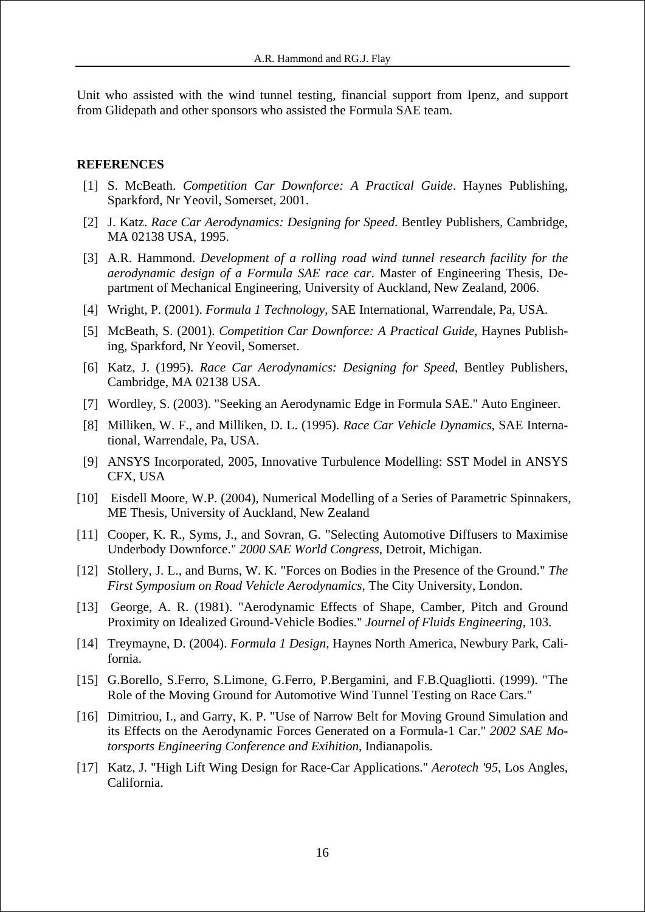Unit who assisted with the wind tunnel testing, financial support from Ipenz, and support from Glidepath and other sponsors who assisted the Formula SAE team.

## REFERENCES

[1] S. McBeath. *Competition Car Downforce: A Practical Guide*. Haynes Publishing, Sparkford, Nr Yeovil, Somerset, 2001.

[2] J. Katz. *Race Car Aerodynamics: Designing for Speed*. Bentley Publishers, Cambridge, MA 02138 USA, 1995.

[3] A.R. Hammond. *Development of a rolling road wind tunnel research facility for the aerodynamic design of a Formula SAE race car*. Master of Engineering Thesis, Department of Mechanical Engineering, University of Auckland, New Zealand, 2006.

[4] Wright, P. (2001). *Formula 1 Technology*, SAE International, Warrendale, Pa, USA.

[5] McBeath, S. (2001). *Competition Car Downforce: A Practical Guide*, Haynes Publishing, Sparkford, Nr Yeovil, Somerset.

[6] Katz, J. (1995). *Race Car Aerodynamics: Designing for Speed*, Bentley Publishers, Cambridge, MA 02138 USA.

[7] Wordley, S. (2003). "Seeking an Aerodynamic Edge in Formula SAE." Auto Engineer.

[8] Milliken, W. F., and Milliken, D. L. (1995). *Race Car Vehicle Dynamics*, SAE International, Warrendale, Pa, USA.

[9] ANSYS Incorporated, 2005, Innovative Turbulence Modelling: SST Model in ANSYS CFX, USA

[10] Eisdell Moore, W.P. (2004), Numerical Modelling of a Series of Parametric Spinnakers, ME Thesis, University of Auckland, New Zealand

[11] Cooper, K. R., Syms, J., and Sovran, G. "Selecting Automotive Diffusers to Maximise Underbody Downforce." *2000 SAE World Congress*, Detroit, Michigan.

[12] Stollery, J. L., and Burns, W. K. "Forces on Bodies in the Presence of the Ground." *The First Symposium on Road Vehicle Aerodynamics*, The City University, London.

[13] George, A. R. (1981). "Aerodynamic Effects of Shape, Camber, Pitch and Ground Proximity on Idealized Ground-Vehicle Bodies." *Journel of Fluids Engineering*, 103.

[14] Treymayne, D. (2004). *Formula 1 Design*, Haynes North America, Newbury Park, California.

[15] G.Borello, S.Ferro, S.Limone, G.Ferro, P.Bergamini, and F.B.Quagliotti. (1999). "The Role of the Moving Ground for Automotive Wind Tunnel Testing on Race Cars."

[16] Dimitriou, I., and Garry, K. P. "Use of Narrow Belt for Moving Ground Simulation and its Effects on the Aerodynamic Forces Generated on a Formula-1 Car." *2002 SAE Motorsports Engineering Conference and Exihition*, Indianapolis.

[17] Katz, J. "High Lift Wing Design for Race-Car Applications." *Aerotech '95*, Los Angles, California.